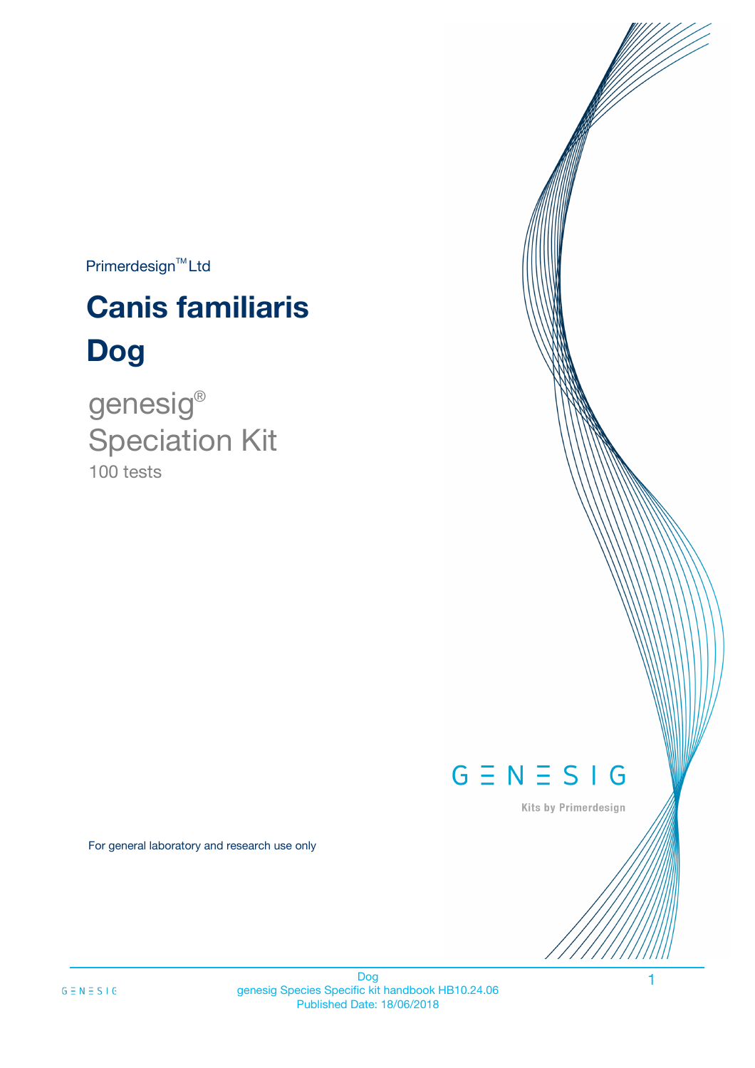Primerdesign™ Ltd

# Canis familiaris

# Dog

genesig®

Speciation Kit

100 tests

GENESIG

Kits by Primerdesign

For general laboratory and research use only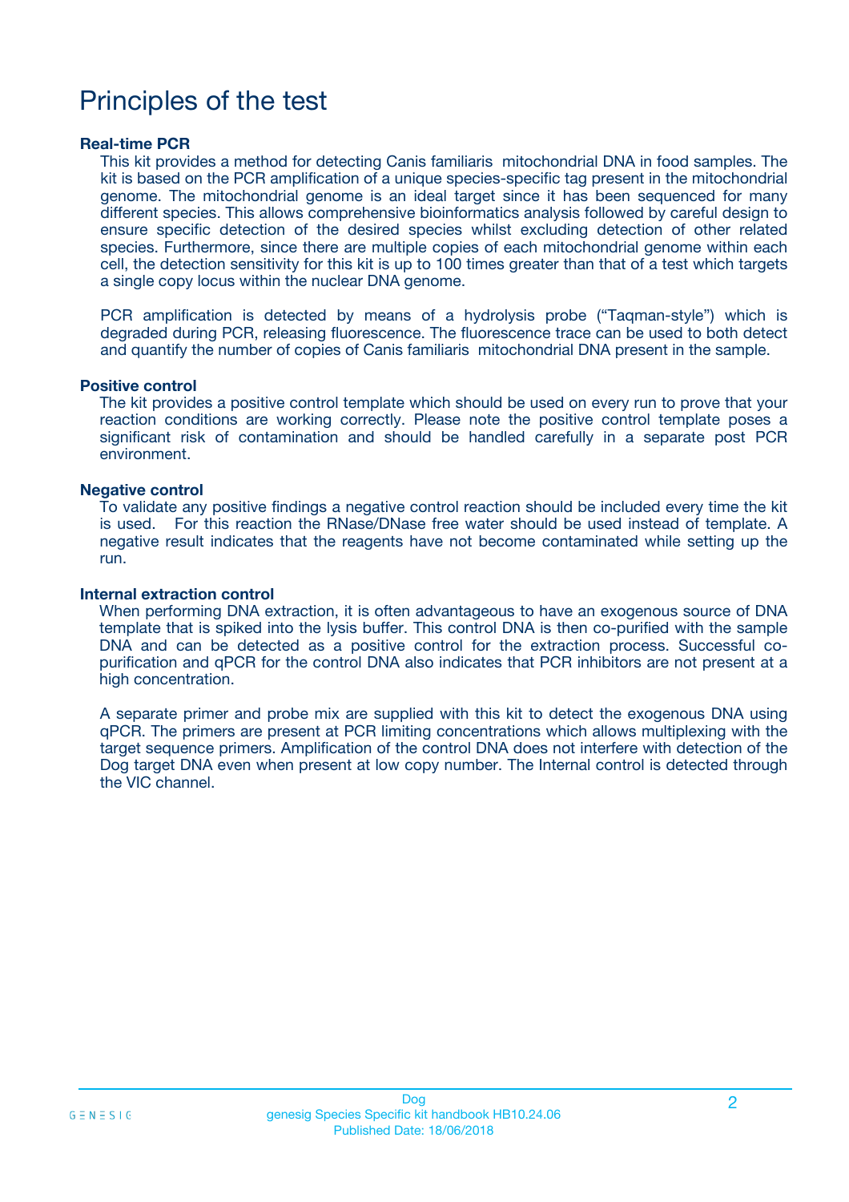# Principles of the test

### Real-time PCR

This kit provides a method for detecting Canis familiaris mitochondrial DNA in food samples. The kit is based on the PCR amplification of a unique species-specific tag present in the mitochondrial genome. The mitochondrial genome is an ideal target since it has been sequenced for many different species. This allows comprehensive bioinformatics analysis followed by careful design to ensure specific detection of the desired species whilst excluding detection of other related species. Furthermore, since there are multiple copies of each mitochondrial genome within each cell, the detection sensitivity for this kit is up to 100 times greater than that of a test which targets a single copy locus within the nuclear DNA genome.

PCR amplification is detected by means of a hydrolysis probe ("Taqman-style") which is degraded during PCR, releasing fluorescence. The fluorescence trace can be used to both detect and quantify the number of copies of Canis familiaris mitochondrial DNA present in the sample.

### Positive control

The kit provides a positive control template which should be used on every run to prove that your reaction conditions are working correctly. Please note the positive control template poses a significant risk of contamination and should be handled carefully in a separate post PCR environment.

### Negative control

To validate any positive findings a negative control reaction should be included every time the kit is used. For this reaction the RNase/DNase free water should be used instead of template. A negative result indicates that the reagents have not become contaminated while setting up the run.

### Internal extraction control

When performing DNA extraction, it is often advantageous to have an exogenous source of DNA template that is spiked into the lysis buffer. This control DNA is then co-purified with the sample DNA and can be detected as a positive control for the extraction process. Successful co-purification and qPCR for the control DNA also indicates that PCR inhibitors are not present at a high concentration.

A separate primer and probe mix are supplied with this kit to detect the exogenous DNA using qPCR. The primers are present at PCR limiting concentrations which allows multiplexing with the target sequence primers. Amplification of the control DNA does not interfere with detection of the Dog target DNA even when present at low copy number. The Internal control is detected through the VIC channel.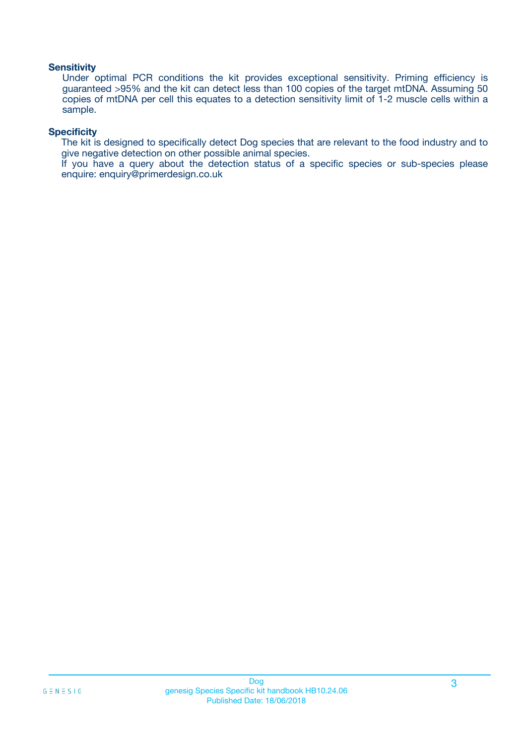### Sensitivity

Under optimal PCR conditions the kit provides exceptional sensitivity. Priming efficiency is guaranteed >95% and the kit can detect less than 100 copies of the target mtDNA. Assuming 50 copies of mtDNA per cell this equates to a detection sensitivity limit of 1-2 muscle cells within a sample.

### Specificity

The kit is designed to specifically detect Dog species that are relevant to the food industry and to give negative detection on other possible animal species.

If you have a query about the detection status of a specific species or sub-species please enquire: enquiry@primerdesign.co.uk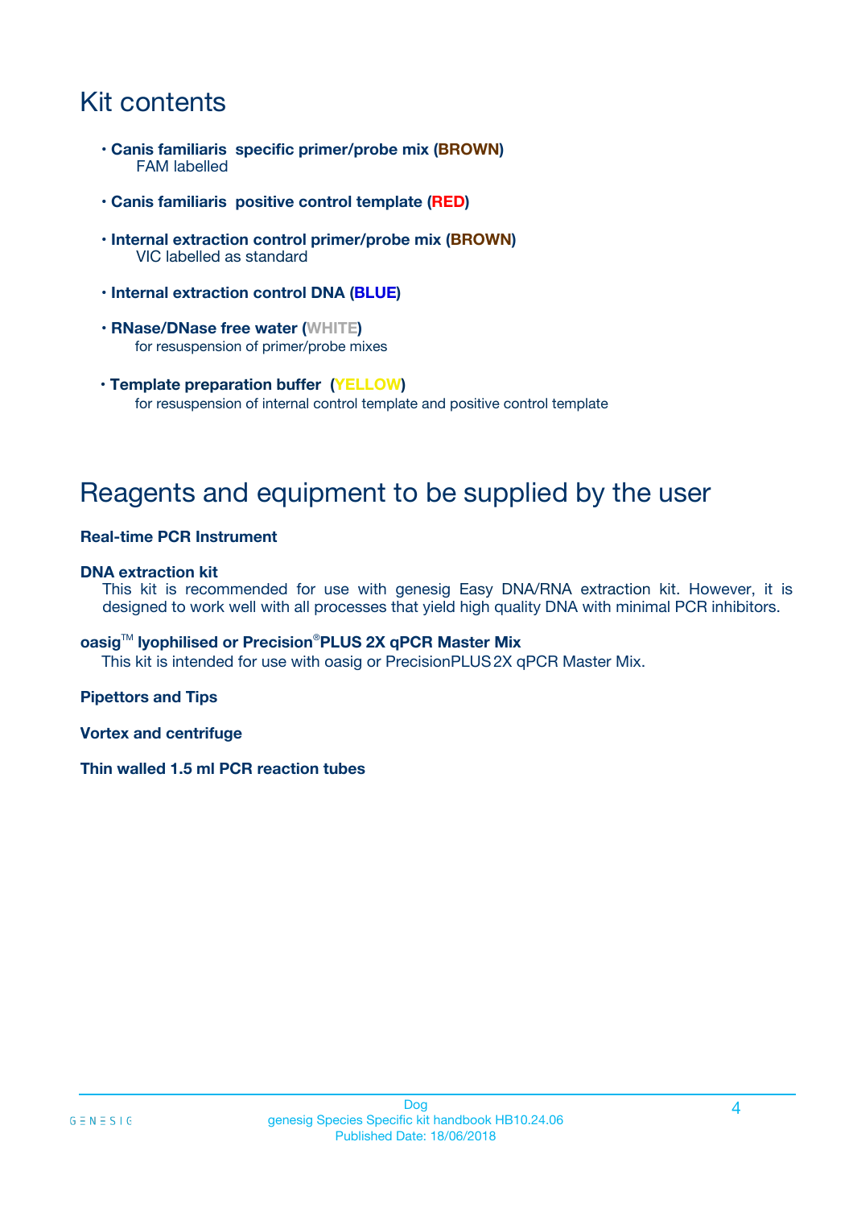# Kit contents

- **Canis familiaris specific primer/probe mix (BROWN)**
  FAM labelled
- **Canis familiaris positive control template (RED)**
- **Internal extraction control primer/probe mix (BROWN)**
  VIC labelled as standard
- **Internal extraction control DNA (BLUE)**
- **RNase/DNase free water (WHITE)**
  for resuspension of primer/probe mixes
- **Template preparation buffer (YELLOW)**
  for resuspension of internal control template and positive control template

# Reagents and equipment to be supplied by the user

**Real-time PCR Instrument**

**DNA extraction kit**

This kit is recommended for use with genesig Easy DNA/RNA extraction kit. However, it is designed to work well with all processes that yield high quality DNA with minimal PCR inhibitors.

**oasig™ lyophilised or Precision®PLUS 2X qPCR Master Mix**

This kit is intended for use with oasig or PrecisionPLUS 2X qPCR Master Mix.

**Pipettors and Tips**

**Vortex and centrifuge**

**Thin walled 1.5 ml PCR reaction tubes**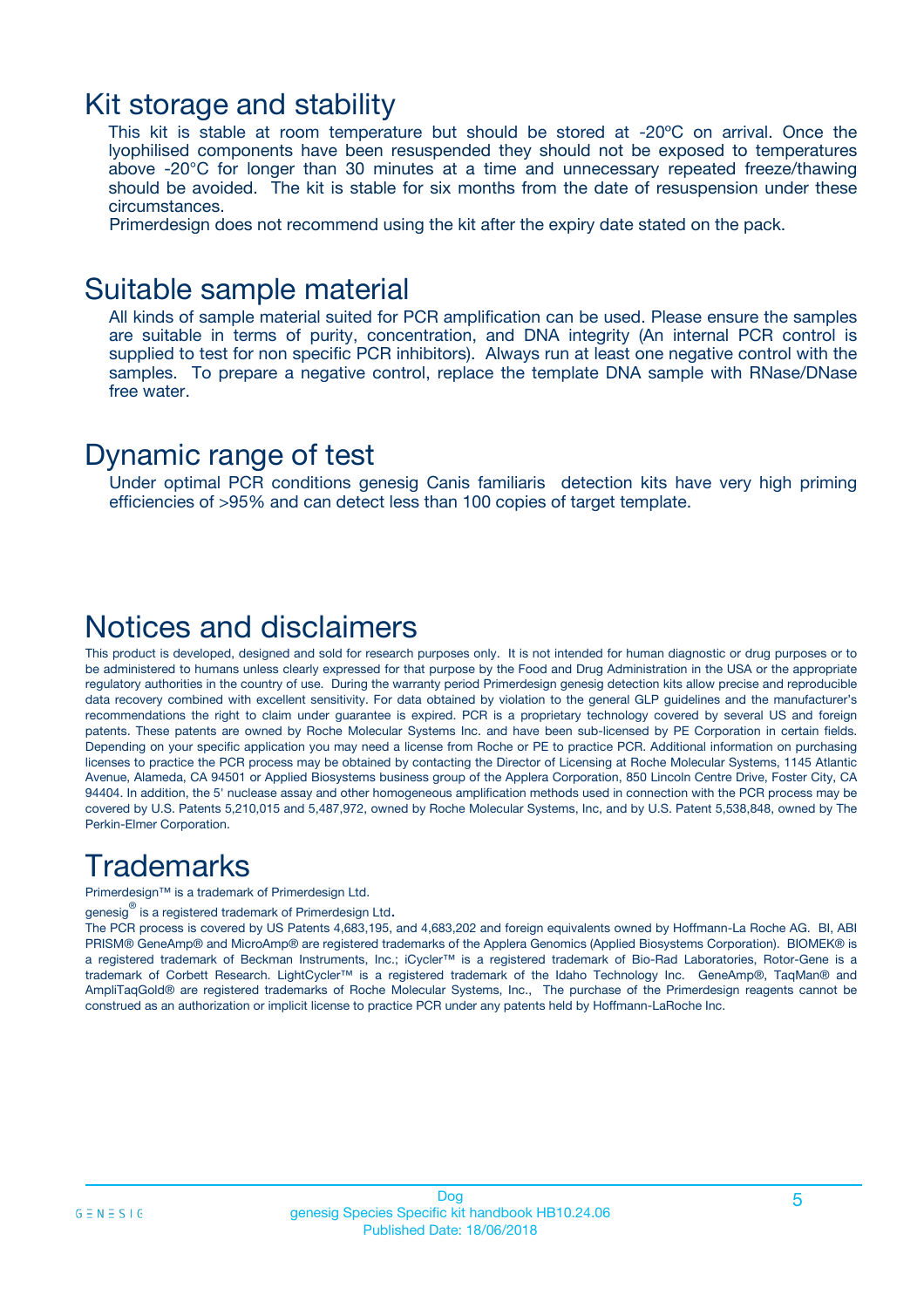## Kit storage and stability

This kit is stable at room temperature but should be stored at -20ºC on arrival. Once the lyophilised components have been resuspended they should not be exposed to temperatures above -20°C for longer than 30 minutes at a time and unnecessary repeated freeze/thawing should be avoided. The kit is stable for six months from the date of resuspension under these circumstances.

Primerdesign does not recommend using the kit after the expiry date stated on the pack.

## Suitable sample material

All kinds of sample material suited for PCR amplification can be used. Please ensure the samples are suitable in terms of purity, concentration, and DNA integrity (An internal PCR control is supplied to test for non specific PCR inhibitors). Always run at least one negative control with the samples. To prepare a negative control, replace the template DNA sample with RNase/DNase free water.

## Dynamic range of test

Under optimal PCR conditions genesig Canis familiaris detection kits have very high priming efficiencies of >95% and can detect less than 100 copies of target template.

## Notices and disclaimers

This product is developed, designed and sold for research purposes only. It is not intended for human diagnostic or drug purposes or to be administered to humans unless clearly expressed for that purpose by the Food and Drug Administration in the USA or the appropriate regulatory authorities in the country of use. During the warranty period Primerdesign genesig detection kits allow precise and reproducible data recovery combined with excellent sensitivity. For data obtained by violation to the general GLP guidelines and the manufacturer's recommendations the right to claim under guarantee is expired. PCR is a proprietary technology covered by several US and foreign patents. These patents are owned by Roche Molecular Systems Inc. and have been sub-licensed by PE Corporation in certain fields. Depending on your specific application you may need a license from Roche or PE to practice PCR. Additional information on purchasing licenses to practice the PCR process may be obtained by contacting the Director of Licensing at Roche Molecular Systems, 1145 Atlantic Avenue, Alameda, CA 94501 or Applied Biosystems business group of the Applera Corporation, 850 Lincoln Centre Drive, Foster City, CA 94404. In addition, the 5' nuclease assay and other homogeneous amplification methods used in connection with the PCR process may be covered by U.S. Patents 5,210,015 and 5,487,972, owned by Roche Molecular Systems, Inc, and by U.S. Patent 5,538,848, owned by The Perkin-Elmer Corporation.

## Trademarks

Primerdesign™ is a trademark of Primerdesign Ltd.

genesig® is a registered trademark of Primerdesign Ltd.

The PCR process is covered by US Patents 4,683,195, and 4,683,202 and foreign equivalents owned by Hoffmann-La Roche AG. BI, ABI PRISM® GeneAmp® and MicroAmp® are registered trademarks of the Applera Genomics (Applied Biosystems Corporation). BIOMEK® is a registered trademark of Beckman Instruments, Inc.; iCycler™ is a registered trademark of Bio-Rad Laboratories, Rotor-Gene is a trademark of Corbett Research. LightCycler™ is a registered trademark of the Idaho Technology Inc. GeneAmp®, TaqMan® and AmpliTaqGold® are registered trademarks of Roche Molecular Systems, Inc., The purchase of the Primerdesign reagents cannot be construed as an authorization or implicit license to practice PCR under any patents held by Hoffmann-LaRoche Inc.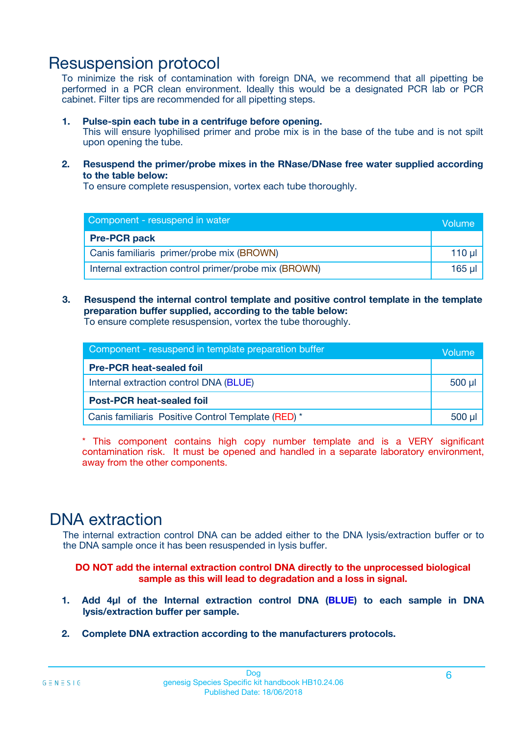# Resuspension protocol

To minimize the risk of contamination with foreign DNA, we recommend that all pipetting be performed in a PCR clean environment. Ideally this would be a designated PCR lab or PCR cabinet. Filter tips are recommended for all pipetting steps.

1. **Pulse-spin each tube in a centrifuge before opening.**
   This will ensure lyophilised primer and probe mix is in the base of the tube and is not spilt upon opening the tube.

2. **Resuspend the primer/probe mixes in the RNase/DNase free water supplied according to the table below:**
   To ensure complete resuspension, vortex each tube thoroughly.

| Component - resuspend in water | Volume |
|---|---|
| **Pre-PCR pack** | |
| Canis familiaris primer/probe mix (BROWN) | 110 µl |
| Internal extraction control primer/probe mix (BROWN) | 165 µl |

3. **Resuspend the internal control template and positive control template in the template preparation buffer supplied, according to the table below:**
   To ensure complete resuspension, vortex the tube thoroughly.

| Component - resuspend in template preparation buffer | Volume |
|---|---|
| **Pre-PCR heat-sealed foil** | |
| Internal extraction control DNA (BLUE) | 500 µl |
| **Post-PCR heat-sealed foil** | |
| Canis familiaris Positive Control Template (RED) * | 500 µl |

\* This component contains high copy number template and is a VERY significant contamination risk. It must be opened and handled in a separate laboratory environment, away from the other components.

# DNA extraction

The internal extraction control DNA can be added either to the DNA lysis/extraction buffer or to the DNA sample once it has been resuspended in lysis buffer.

**DO NOT add the internal extraction control DNA directly to the unprocessed biological sample as this will lead to degradation and a loss in signal.**

1. **Add 4µl of the Internal extraction control DNA (BLUE) to each sample in DNA lysis/extraction buffer per sample.**

2. **Complete DNA extraction according to the manufacturers protocols.**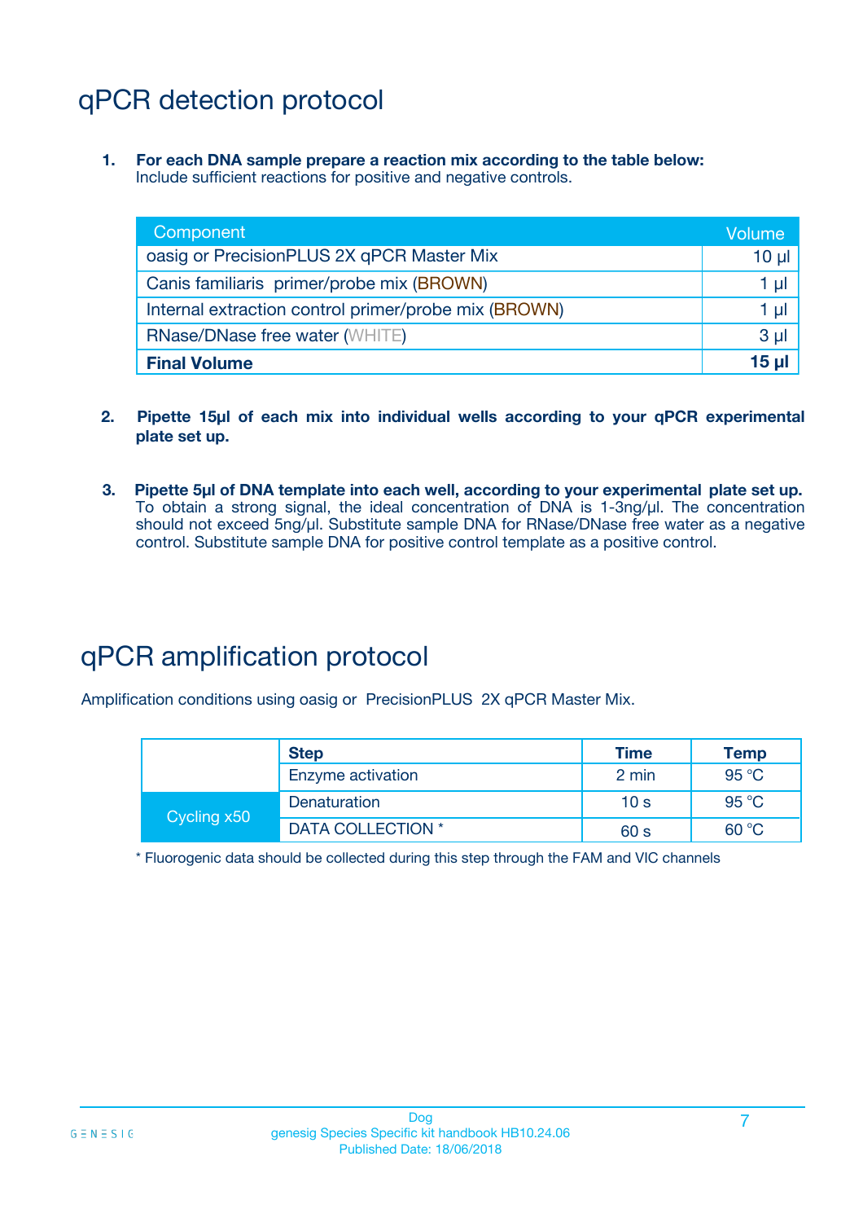# qPCR detection protocol

1. **For each DNA sample prepare a reaction mix according to the table below:**
   Include sufficient reactions for positive and negative controls.

| Component | Volume |
|---|---|
| oasig or PrecisionPLUS 2X qPCR Master Mix | 10 µl |
| Canis familiaris primer/probe mix (BROWN) | 1 µl |
| Internal extraction control primer/probe mix (BROWN) | 1 µl |
| RNase/DNase free water (WHITE) | 3 µl |
| **Final Volume** | **15 µl** |

2. **Pipette 15µl of each mix into individual wells according to your qPCR experimental plate set up.**

3. **Pipette 5µl of DNA template into each well, according to your experimental plate set up.**
   To obtain a strong signal, the ideal concentration of DNA is 1-3ng/µl. The concentration should not exceed 5ng/µl. Substitute sample DNA for RNase/DNase free water as a negative control. Substitute sample DNA for positive control template as a positive control.

# qPCR amplification protocol

Amplification conditions using oasig or PrecisionPLUS 2X qPCR Master Mix.

| | Step | Time | Temp |
|---|---|---|---|
| | Enzyme activation | 2 min | 95 °C |
| Cycling x50 | Denaturation | 10 s | 95 °C |
| | DATA COLLECTION * | 60 s | 60 °C |

\* Fluorogenic data should be collected during this step through the FAM and VIC channels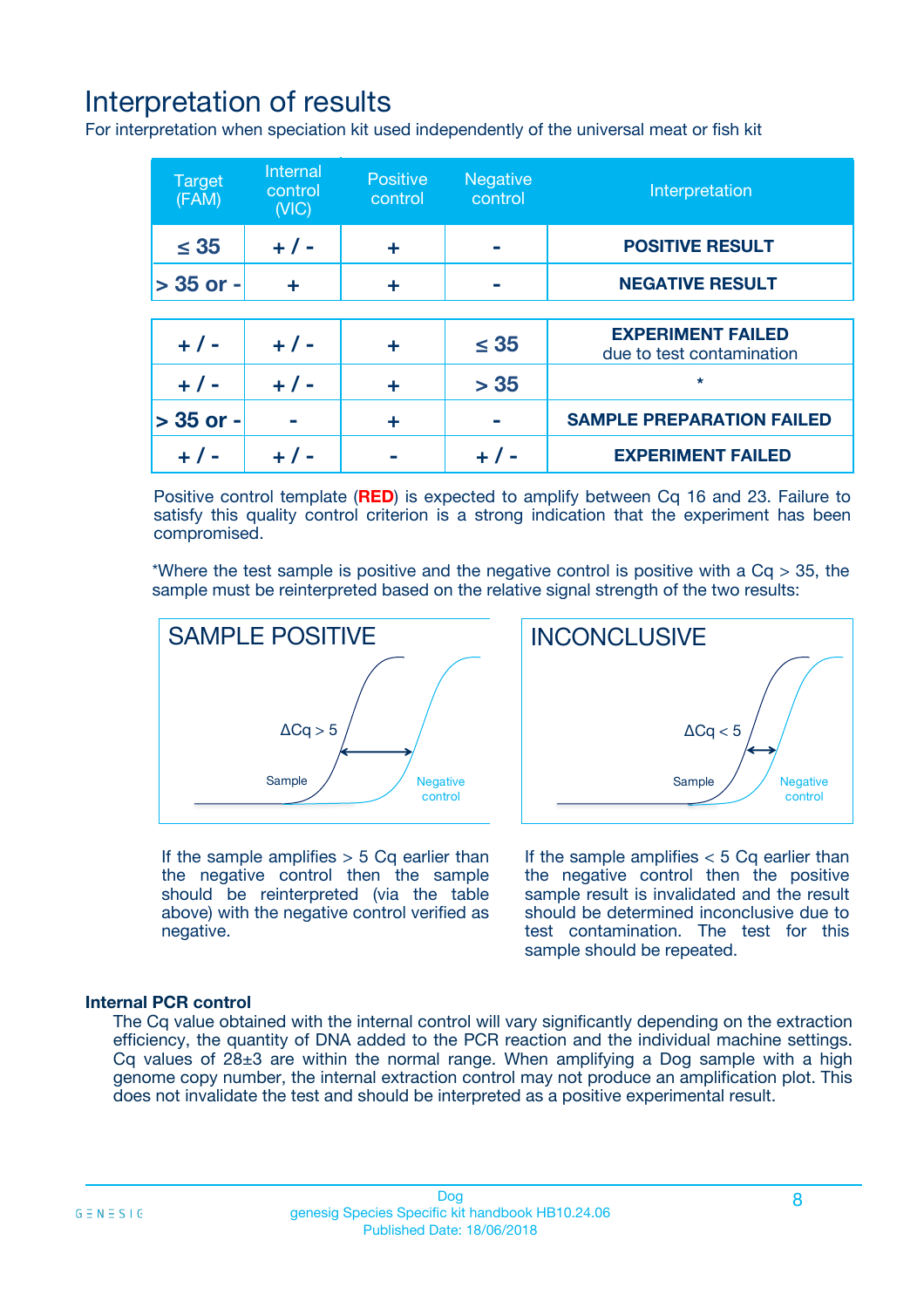# Interpretation of results

For interpretation when speciation kit used independently of the universal meat or fish kit

| Target (FAM) | Internal control (VIC) | Positive control | Negative control | Interpretation |
|---|---|---|---|---|
| ≤ 35 | + / - | + | - | **POSITIVE RESULT** |
| > 35 or - | + | + | - | **NEGATIVE RESULT** |
| + / - | + / - | + | ≤ 35 | **EXPERIMENT FAILED** due to test contamination |
| + / - | + / - | + | > 35 | * |
| > 35 or - | - | + | - | **SAMPLE PREPARATION FAILED** |
| + / - | + / - | - | + / - | **EXPERIMENT FAILED** |

Positive control template (**RED**) is expected to amplify between Cq 16 and 23. Failure to satisfy this quality control criterion is a strong indication that the experiment has been compromised.

*Where the test sample is positive and the negative control is positive with a Cq > 35, the sample must be reinterpreted based on the relative signal strength of the two results:

SAMPLE POSITIVE

ΔCq > 5

Sample

Negative control

If the sample amplifies > 5 Cq earlier than the negative control then the sample should be reinterpreted (via the table above) with the negative control verified as negative.

INCONCLUSIVE

ΔCq < 5

Sample

Negative control

If the sample amplifies < 5 Cq earlier than the negative control then the positive sample result is invalidated and the result should be determined inconclusive due to test contamination. The test for this sample should be repeated.

**Internal PCR control**

The Cq value obtained with the internal control will vary significantly depending on the extraction efficiency, the quantity of DNA added to the PCR reaction and the individual machine settings. Cq values of 28±3 are within the normal range. When amplifying a Dog sample with a high genome copy number, the internal extraction control may not produce an amplification plot. This does not invalidate the test and should be interpreted as a positive experimental result.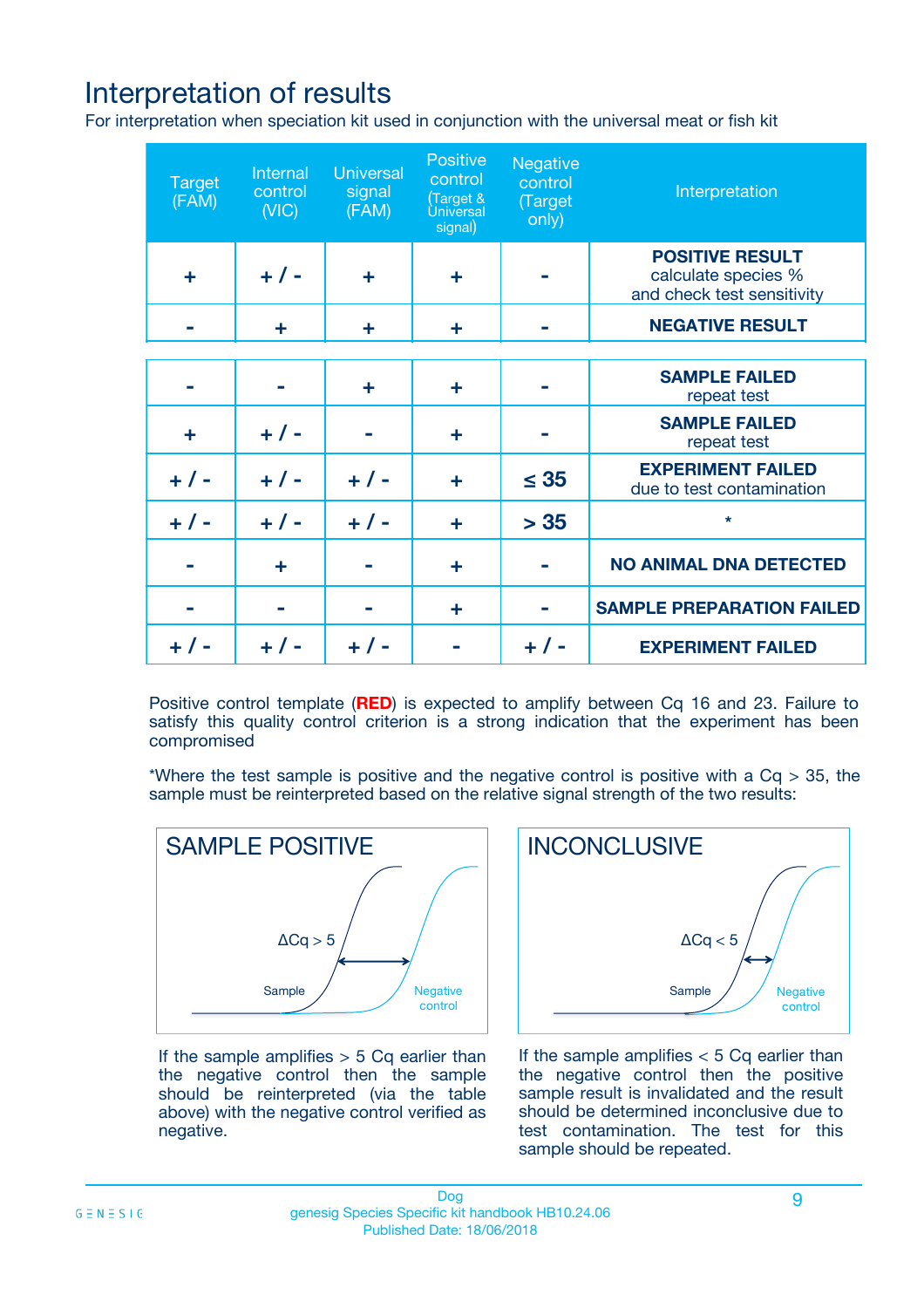# Interpretation of results

For interpretation when speciation kit used in conjunction with the universal meat or fish kit

| Target (FAM) | Internal control (VIC) | Universal signal (FAM) | Positive control (Target & Universal signal) | Negative control (Target only) | Interpretation |
|---|---|---|---|---|---|
| + | + / - | + | + | - | **POSITIVE RESULT** calculate species % and check test sensitivity |
| - | + | + | + | - | **NEGATIVE RESULT** |
| - | - | + | + | - | **SAMPLE FAILED** repeat test |
| + | + / - | - | + | - | **SAMPLE FAILED** repeat test |
| + / - | + / - | + / - | + | ≤ 35 | **EXPERIMENT FAILED** due to test contamination |
| + / - | + / - | + / - | + | > 35 | * |
| - | + | - | + | - | **NO ANIMAL DNA DETECTED** |
| - | - | - | + | - | **SAMPLE PREPARATION FAILED** |
| + / - | + / - | + / - | - | + / - | **EXPERIMENT FAILED** |

Positive control template (**RED**) is expected to amplify between Cq 16 and 23. Failure to satisfy this quality control criterion is a strong indication that the experiment has been compromised

*Where the test sample is positive and the negative control is positive with a Cq > 35, the sample must be reinterpreted based on the relative signal strength of the two results:

SAMPLE POSITIVE

ΔCq > 5

Sample

Negative control

If the sample amplifies > 5 Cq earlier than the negative control then the sample should be reinterpreted (via the table above) with the negative control verified as negative.

INCONCLUSIVE

ΔCq < 5

Sample

Negative control

If the sample amplifies < 5 Cq earlier than the negative control then the positive sample result is invalidated and the result should be determined inconclusive due to test contamination. The test for this sample should be repeated.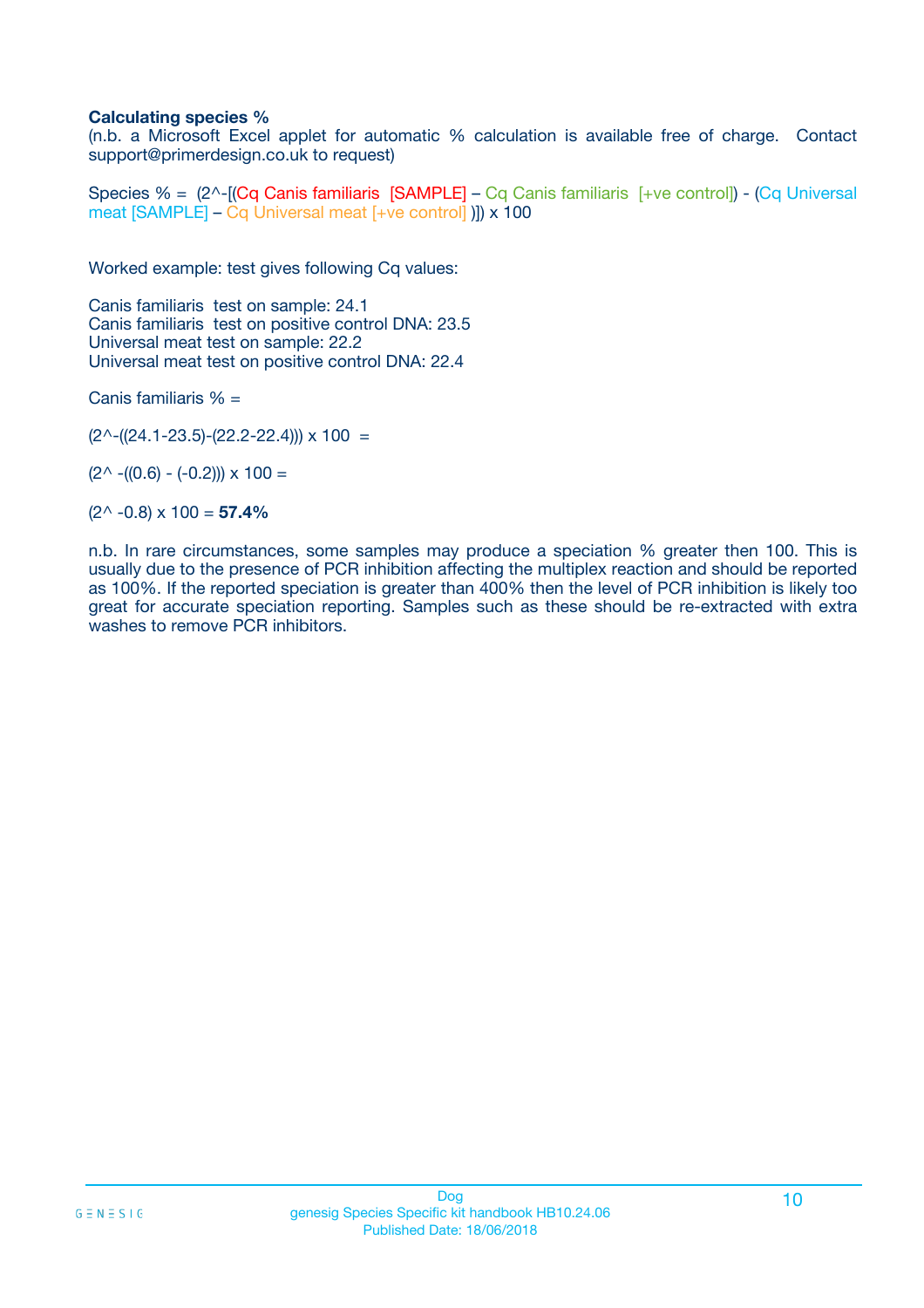### Calculating species %

(n.b. a Microsoft Excel applet for automatic % calculation is available free of charge. Contact support@primerdesign.co.uk to request)

Species % = (2^-[(Cq Canis familiaris [SAMPLE] – Cq Canis familiaris [+ve control]) - (Cq Universal meat [SAMPLE] – Cq Universal meat [+ve control] )]) x 100

Worked example: test gives following Cq values:

Canis familiaris test on sample: 24.1
Canis familiaris test on positive control DNA: 23.5
Universal meat test on sample: 22.2
Universal meat test on positive control DNA: 22.4

Canis familiaris % =

(2^-((24.1-23.5)-(22.2-22.4))) x 100 =

(2^ -((0.6) - (-0.2))) x 100 =

(2^ -0.8) x 100 = **57.4%**

n.b. In rare circumstances, some samples may produce a speciation % greater then 100. This is usually due to the presence of PCR inhibition affecting the multiplex reaction and should be reported as 100%. If the reported speciation is greater than 400% then the level of PCR inhibition is likely too great for accurate speciation reporting. Samples such as these should be re-extracted with extra washes to remove PCR inhibitors.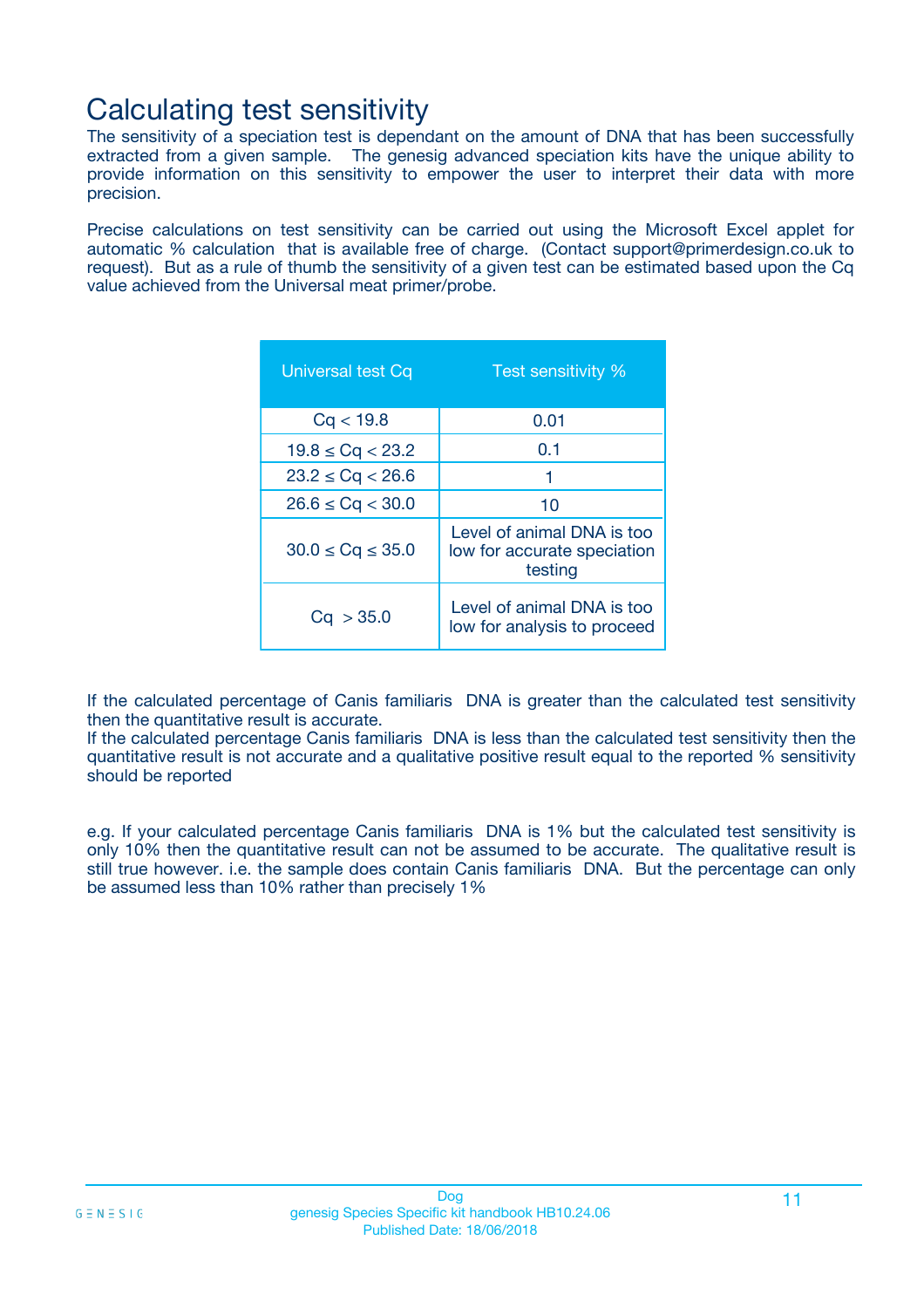# Calculating test sensitivity

The sensitivity of a speciation test is dependant on the amount of DNA that has been successfully extracted from a given sample. The genesig advanced speciation kits have the unique ability to provide information on this sensitivity to empower the user to interpret their data with more precision.

Precise calculations on test sensitivity can be carried out using the Microsoft Excel applet for automatic % calculation that is available free of charge. (Contact support@primerdesign.co.uk to request). But as a rule of thumb the sensitivity of a given test can be estimated based upon the Cq value achieved from the Universal meat primer/probe.

| Universal test Cq | Test sensitivity % |
|---|---|
| Cq < 19.8 | 0.01 |
| 19.8 ≤ Cq < 23.2 | 0.1 |
| 23.2 ≤ Cq < 26.6 | 1 |
| 26.6 ≤ Cq < 30.0 | 10 |
| 30.0 ≤ Cq ≤ 35.0 | Level of animal DNA is too low for accurate speciation testing |
| Cq > 35.0 | Level of animal DNA is too low for analysis to proceed |

If the calculated percentage of Canis familiaris DNA is greater than the calculated test sensitivity then the quantitative result is accurate.
If the calculated percentage Canis familiaris DNA is less than the calculated test sensitivity then the quantitative result is not accurate and a qualitative positive result equal to the reported % sensitivity should be reported

e.g. If your calculated percentage Canis familiaris DNA is 1% but the calculated test sensitivity is only 10% then the quantitative result can not be assumed to be accurate. The qualitative result is still true however. i.e. the sample does contain Canis familiaris DNA. But the percentage can only be assumed less than 10% rather than precisely 1%